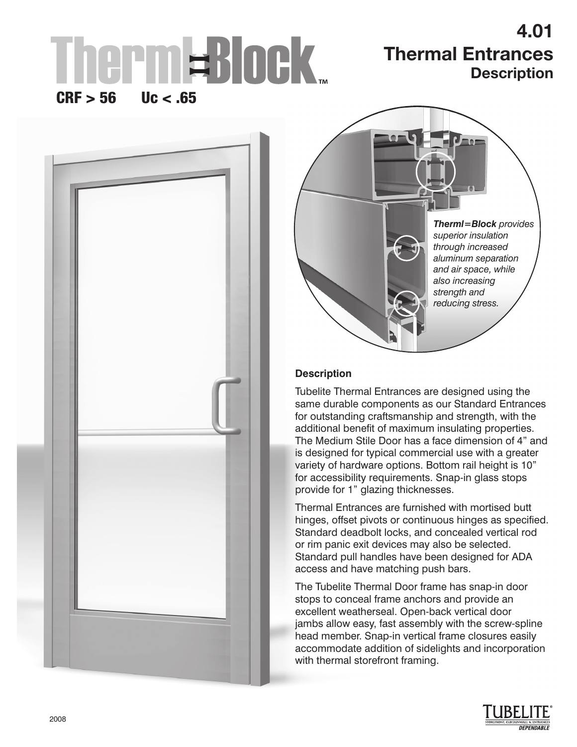# Therml=Block™

**CRF > 56 Uc < .65**

## 4.01 Thermal Entrances

### Description

***Therml=Block*** *provides superior insulation through increased aluminum separation and air space, while also increasing strength and reducing stress.*

**Description**

Tubelite Thermal Entrances are designed using the same durable components as our Standard Entrances for outstanding craftsmanship and strength, with the additional benefit of maximum insulating properties. The Medium Stile Door has a face dimension of 4" and is designed for typical commercial use with a greater variety of hardware options. Bottom rail height is 10" for accessibility requirements. Snap-in glass stops provide for 1" glazing thicknesses.

Thermal Entrances are furnished with mortised butt hinges, offset pivots or continuous hinges as specified. Standard deadbolt locks, and concealed vertical rod or rim panic exit devices may also be selected. Standard pull handles have been designed for ADA access and have matching push bars.

The Tubelite Thermal Door frame has snap-in door stops to conceal frame anchors and provide an excellent weatherseal. Open-back vertical door jambs allow easy, fast assembly with the screw-spline head member. Snap-in vertical frame closures easily accommodate addition of sidelights and incorporation with thermal storefront framing.

2008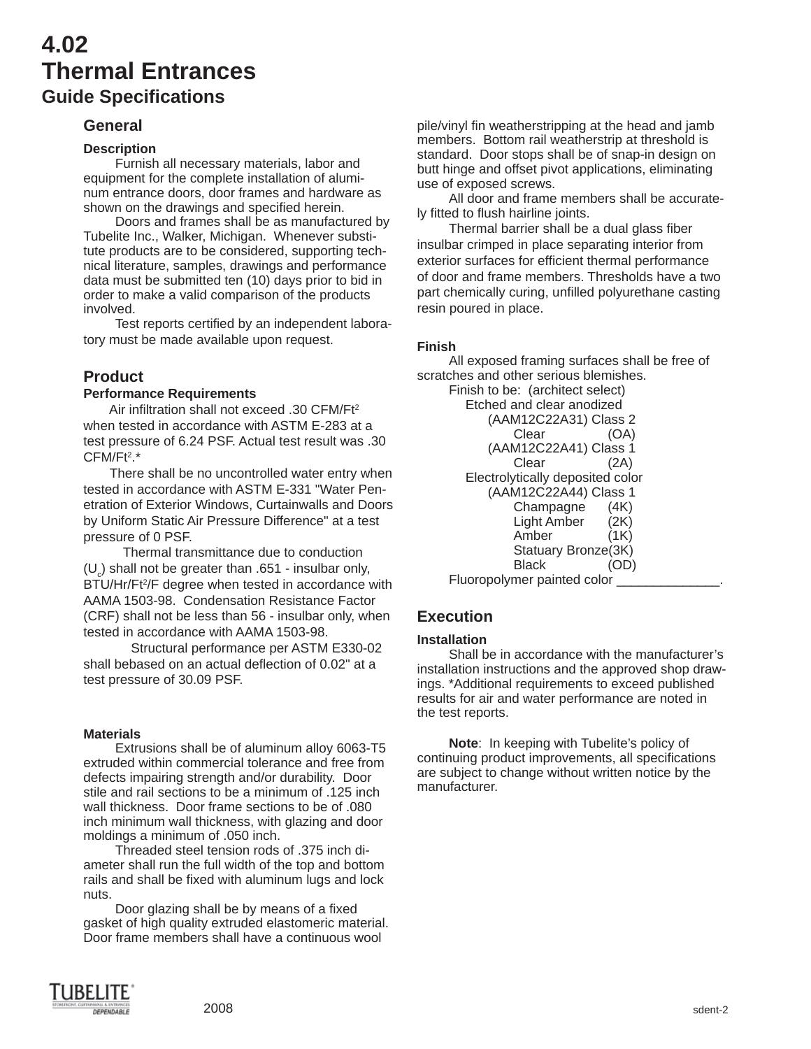# 4.02
# Thermal Entrances
## Guide Specifications

### General

**Description**

Furnish all necessary materials, labor and equipment for the complete installation of aluminum entrance doors, door frames and hardware as shown on the drawings and specified herein.

Doors and frames shall be as manufactured by Tubelite Inc., Walker, Michigan. Whenever substitute products are to be considered, supporting technical literature, samples, drawings and performance data must be submitted ten (10) days prior to bid in order to make a valid comparison of the products involved.

Test reports certified by an independent laboratory must be made available upon request.

### Product

**Performance Requirements**

Air infiltration shall not exceed .30 CFM/$Ft^2$ when tested in accordance with ASTM E-283 at a test pressure of 6.24 PSF. Actual test result was .30 CFM/$Ft^2$.*

There shall be no uncontrolled water entry when tested in accordance with ASTM E-331 "Water Penetration of Exterior Windows, Curtainwalls and Doors by Uniform Static Air Pressure Difference" at a test pressure of 0 PSF.

Thermal transmittance due to conduction ($U_c$) shall not be greater than .651 - insulbar only, BTU/Hr/$Ft^2$/F degree when tested in accordance with AAMA 1503-98. Condensation Resistance Factor (CRF) shall not be less than 56 - insulbar only, when tested in accordance with AAMA 1503-98.

Structural performance per ASTM E330-02 shall bebased on an actual deflection of 0.02" at a test pressure of 30.09 PSF.

**Materials**

Extrusions shall be of aluminum alloy 6063-T5 extruded within commercial tolerance and free from defects impairing strength and/or durability. Door stile and rail sections to be a minimum of .125 inch wall thickness. Door frame sections to be of .080 inch minimum wall thickness, with glazing and door moldings a minimum of .050 inch.

Threaded steel tension rods of .375 inch diameter shall run the full width of the top and bottom rails and shall be fixed with aluminum lugs and lock nuts.

Door glazing shall be by means of a fixed gasket of high quality extruded elastomeric material. Door frame members shall have a continuous wool pile/vinyl fin weatherstripping at the head and jamb members. Bottom rail weatherstrip at threshold is standard. Door stops shall be of snap-in design on butt hinge and offset pivot applications, eliminating use of exposed screws.

All door and frame members shall be accurately fitted to flush hairline joints.

Thermal barrier shall be a dual glass fiber insulbar crimped in place separating interior from exterior surfaces for efficient thermal performance of door and frame members. Thresholds have a two part chemically curing, unfilled polyurethane casting resin poured in place.

**Finish**

All exposed framing surfaces shall be free of scratches and other serious blemishes.

Finish to be: (architect select)

- Etched and clear anodized
  - (AAM12C22A31) Class 2
    - Clear (OA)
  - (AAM12C22A41) Class 1
    - Clear (2A)
- Electrolytically deposited color
  - (AAM12C22A44) Class 1
    - Champagne (4K)
    - Light Amber (2K)
    - Amber (1K)
    - Statuary Bronze (3K)
    - Black (OD)

Fluoropolymer painted color ______________.

### Execution

**Installation**

Shall be in accordance with the manufacturer's installation instructions and the approved shop drawings. *Additional requirements to exceed published results for air and water performance are noted in the test reports.

**Note**: In keeping with Tubelite's policy of continuing product improvements, all specifications are subject to change without written notice by the manufacturer.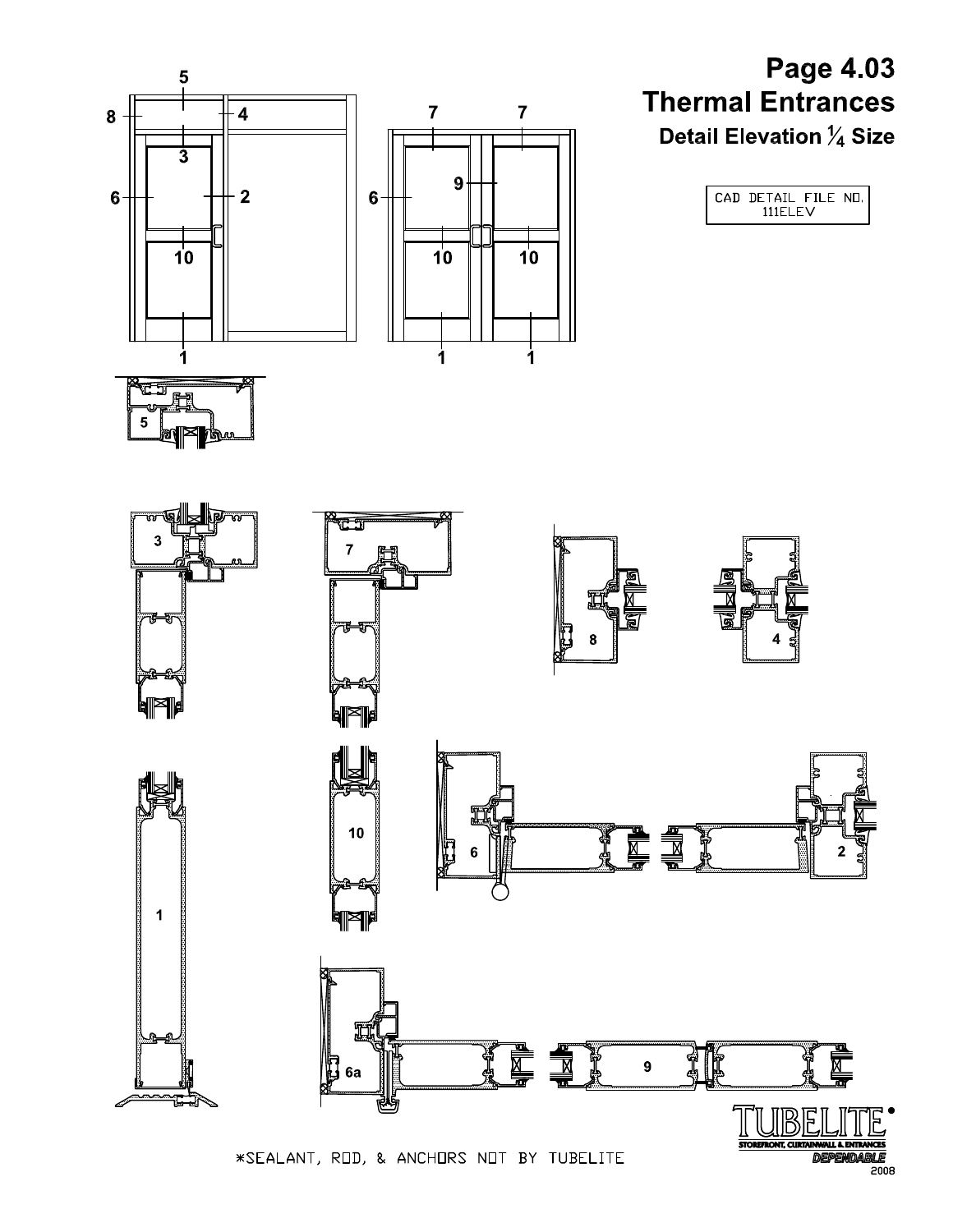# Page 4.03

## Thermal Entrances

### Detail Elevation ¼ Size

CAD DETAIL FILE NO. 111ELEV

*SEALANT, ROD, & ANCHORS NOT BY TUBELITE

TUBELITE
STOREFRONT, CURTAINWALL & ENTRANCES
*DEPENDABLE*
2008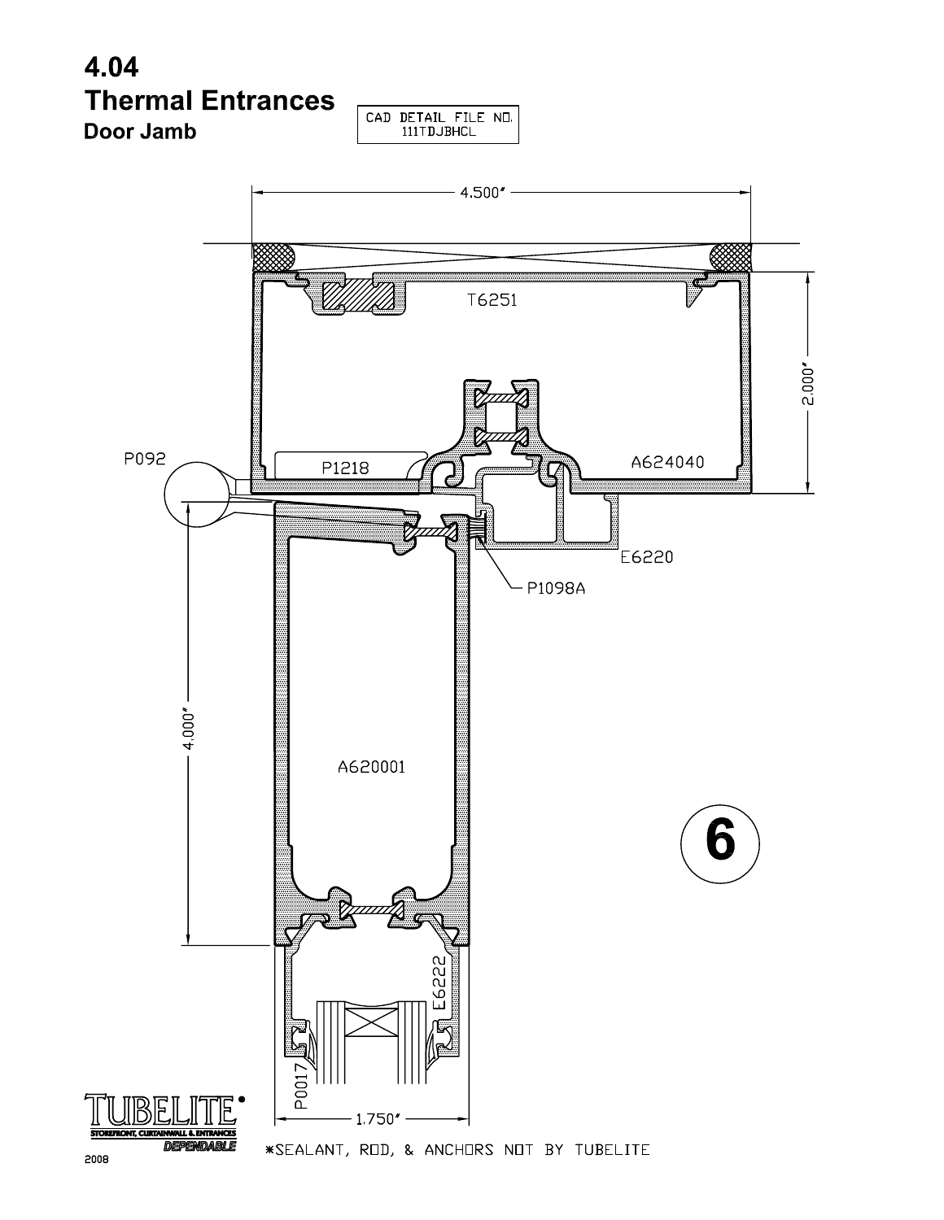# 4.04
## Thermal Entrances
### Door Jamb

CAD DETAIL FILE NO.
111TDJBHCL

4.500"

T6251

2.000"

P092

P1218

A624040

E6220

P1098A

4.000"

A620001

6

E6222

P0017

1.750"

TUBELITE®
STOREFRONT, CURTAINWALL & ENTRANCES
DEPENDABLE

2008

*SEALANT, ROD, & ANCHORS NOT BY TUBELITE